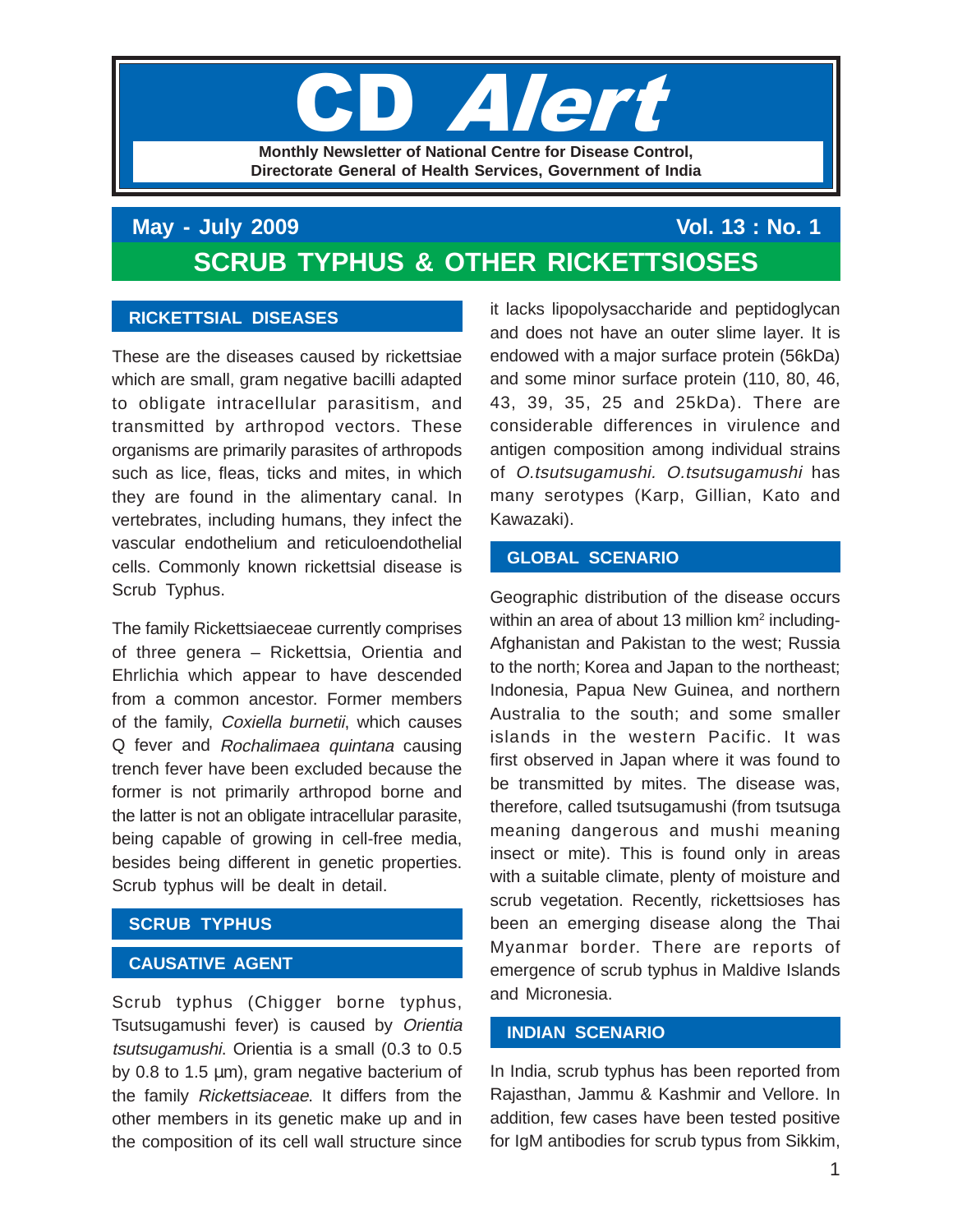# CD *Alert*

**Monthly Newsletter of National Centre for Disease Control, Directorate General of Health Services, Government of India**

**May - July 2009** **Vol. 13 : No. 1**

# SCRUB TYPHUS & OTHER RICKETTSIOSES

## RICKETTSIAL DISEASES

These are the diseases caused by rickettsiae which are small, gram negative bacilli adapted to obligate intracellular parasitism, and transmitted by arthropod vectors. These organisms are primarily parasites of arthropods such as lice, fleas, ticks and mites, in which they are found in the alimentary canal. In vertebrates, including humans, they infect the vascular endothelium and reticuloendothelial cells. Commonly known rickettsial disease is Scrub Typhus.

The family Rickettsiaeceae currently comprises of three genera – Rickettsia, Orientia and Ehrlichia which appear to have descended from a common ancestor. Former members of the family, *Coxiella burnetii*, which causes Q fever and *Rochalimaea quintana* causing trench fever have been excluded because the former is not primarily arthropod borne and the latter is not an obligate intracellular parasite, being capable of growing in cell-free media, besides being different in genetic properties. Scrub typhus will be dealt in detail.

## SCRUB TYPHUS

## CAUSATIVE AGENT

Scrub typhus (Chigger borne typhus, Tsutsugamushi fever) is caused by *Orientia tsutsugamushi*. Orientia is a small (0.3 to 0.5 by 0.8 to 1.5 µm), gram negative bacterium of the family *Rickettsiaceae*. It differs from the other members in its genetic make up and in the composition of its cell wall structure since it lacks lipopolysaccharide and peptidoglycan and does not have an outer slime layer. It is endowed with a major surface protein (56kDa) and some minor surface protein (110, 80, 46, 43, 39, 35, 25 and 25kDa). There are considerable differences in virulence and antigen composition among individual strains of *O.tsutsugamushi. O.tsutsugamushi* has many serotypes (Karp, Gillian, Kato and Kawazaki).

## GLOBAL SCENARIO

Geographic distribution of the disease occurs within an area of about 13 million km$^2$ including- Afghanistan and Pakistan to the west; Russia to the north; Korea and Japan to the northeast; Indonesia, Papua New Guinea, and northern Australia to the south; and some smaller islands in the western Pacific. It was first observed in Japan where it was found to be transmitted by mites. The disease was, therefore, called tsutsugamushi (from tsutsuga meaning dangerous and mushi meaning insect or mite). This is found only in areas with a suitable climate, plenty of moisture and scrub vegetation. Recently, rickettsioses has been an emerging disease along the Thai Myanmar border. There are reports of emergence of scrub typhus in Maldive Islands and Micronesia.

## INDIAN SCENARIO

In India, scrub typhus has been reported from Rajasthan, Jammu & Kashmir and Vellore. In addition, few cases have been tested positive for IgM antibodies for scrub typus from Sikkim,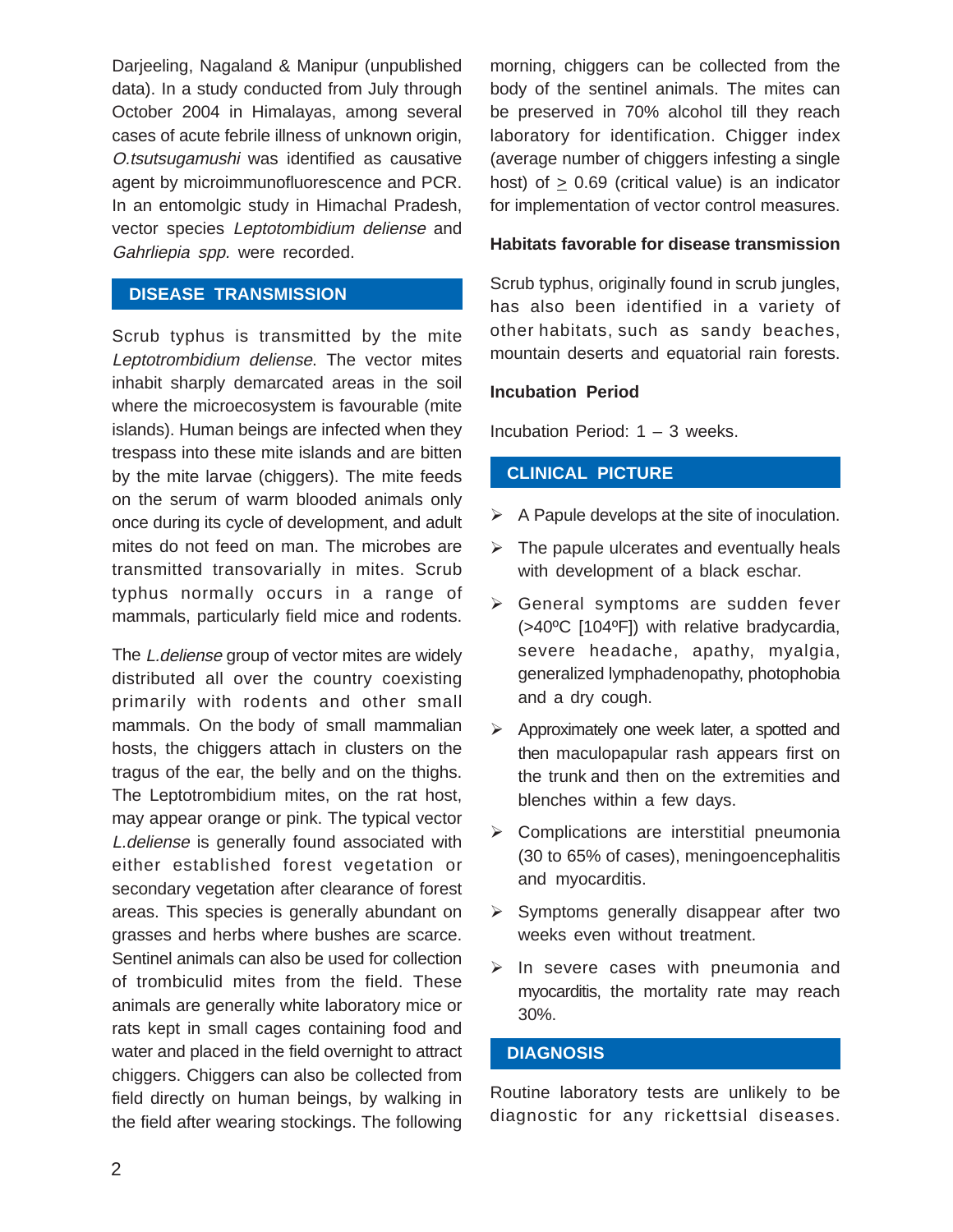Darjeeling, Nagaland & Manipur (unpublished data). In a study conducted from July through October 2004 in Himalayas, among several cases of acute febrile illness of unknown origin, *O.tsutsugamushi* was identified as causative agent by microimmunofluorescence and PCR. In an entomolgic study in Himachal Pradesh, vector species *Leptotombidium deliense* and *Gahrliepia spp.* were recorded.

## DISEASE TRANSMISSION

Scrub typhus is transmitted by the mite *Leptotrombidium deliense*. The vector mites inhabit sharply demarcated areas in the soil where the microecosystem is favourable (mite islands). Human beings are infected when they trespass into these mite islands and are bitten by the mite larvae (chiggers). The mite feeds on the serum of warm blooded animals only once during its cycle of development, and adult mites do not feed on man. The microbes are transmitted transovarially in mites. Scrub typhus normally occurs in a range of mammals, particularly field mice and rodents.

The *L.deliense* group of vector mites are widely distributed all over the country coexisting primarily with rodents and other small mammals. On the body of small mammalian hosts, the chiggers attach in clusters on the tragus of the ear, the belly and on the thighs. The Leptotrombidium mites, on the rat host, may appear orange or pink. The typical vector *L.deliense* is generally found associated with either established forest vegetation or secondary vegetation after clearance of forest areas. This species is generally abundant on grasses and herbs where bushes are scarce. Sentinel animals can also be used for collection of trombiculid mites from the field. These animals are generally white laboratory mice or rats kept in small cages containing food and water and placed in the field overnight to attract chiggers. Chiggers can also be collected from field directly on human beings, by walking in the field after wearing stockings. The following morning, chiggers can be collected from the body of the sentinel animals. The mites can be preserved in 70% alcohol till they reach laboratory for identification. Chigger index (average number of chiggers infesting a single host) of $\geq$ 0.69 (critical value) is an indicator for implementation of vector control measures.

### Habitats favorable for disease transmission

Scrub typhus, originally found in scrub jungles, has also been identified in a variety of other habitats, such as sandy beaches, mountain deserts and equatorial rain forests.

### Incubation Period

Incubation Period: 1 – 3 weeks.

## CLINICAL PICTURE

- A Papule develops at the site of inoculation.
- The papule ulcerates and eventually heals with development of a black eschar.
- General symptoms are sudden fever (>40ºC [104ºF]) with relative bradycardia, severe headache, apathy, myalgia, generalized lymphadenopathy, photophobia and a dry cough.
- Approximately one week later, a spotted and then maculopapular rash appears first on the trunk and then on the extremities and blenches within a few days.
- Complications are interstitial pneumonia (30 to 65% of cases), meningoencephalitis and myocarditis.
- Symptoms generally disappear after two weeks even without treatment.
- In severe cases with pneumonia and myocarditis, the mortality rate may reach 30%.

## DIAGNOSIS

Routine laboratory tests are unlikely to be diagnostic for any rickettsial diseases.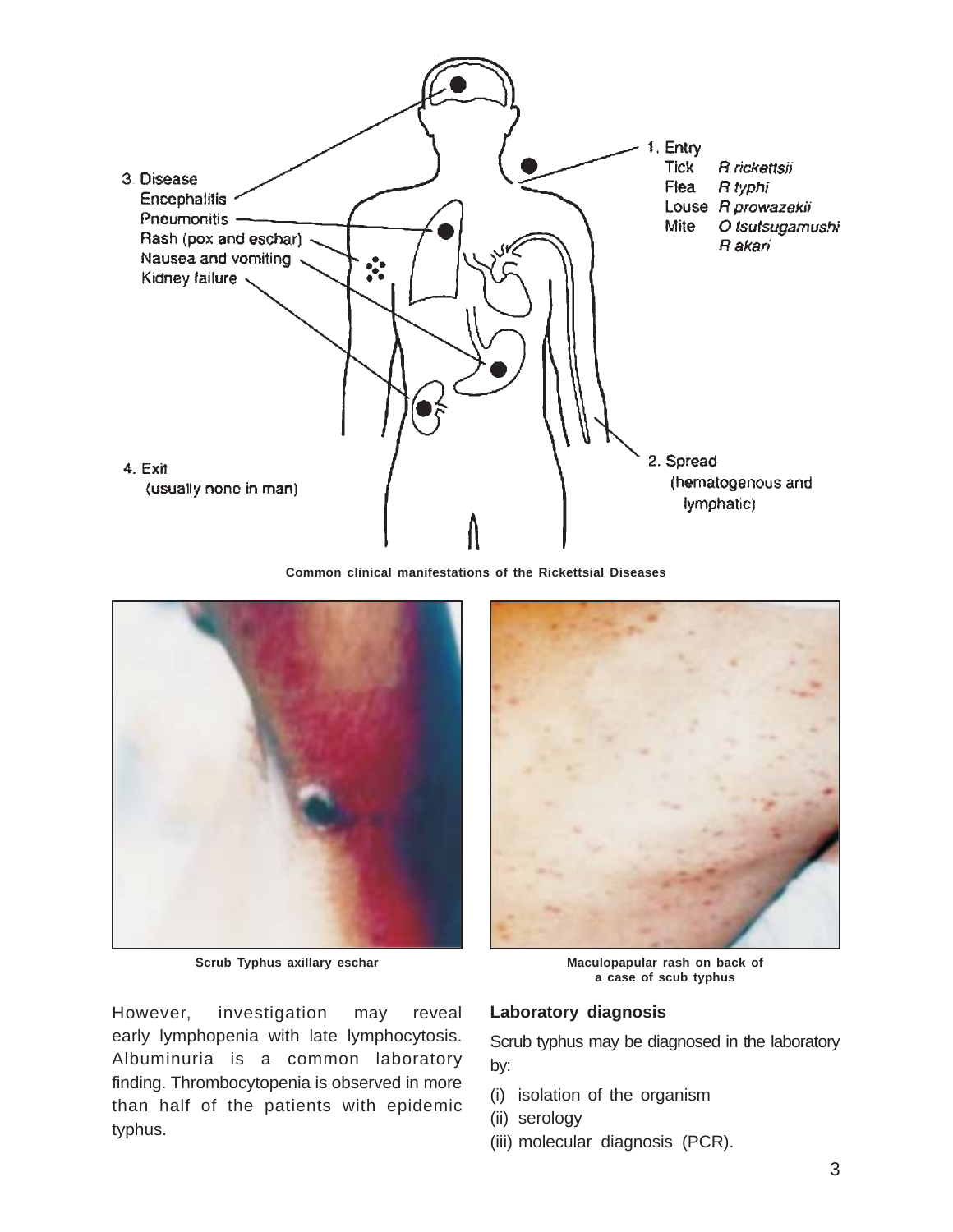1. Entry
Tick *R rickettsii*
Flea *R typhi*
Louse *R prowazekii*
Mite *O tsutsugamushi*
*R akari*

2. Spread
(hematogenous and lymphatic)

3. Disease
Encephalitis
Pneumonitis
Rash (pox and eschar)
Nausea and vomiting
Kidney failure

4. Exit
(usually none in man)

**Common clinical manifestations of the Rickettsial Diseases**

**Scrub Typhus axillary eschar**

**Maculopapular rash on back of a case of scub typhus**

However, investigation may reveal early lymphopenia with late lymphocytosis. Albuminuria is a common laboratory finding. Thrombocytopenia is observed in more than half of the patients with epidemic typhus.

### Laboratory diagnosis

Scrub typhus may be diagnosed in the laboratory by:

(i) isolation of the organism
(ii) serology
(iii) molecular diagnosis (PCR).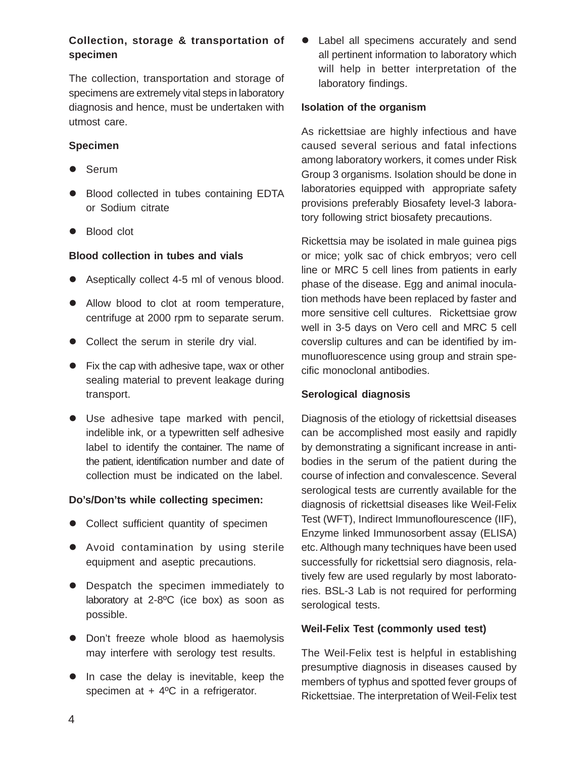### Collection, storage & transportation of specimen

The collection, transportation and storage of specimens are extremely vital steps in laboratory diagnosis and hence, must be undertaken with utmost care.

### Specimen

- Serum
- Blood collected in tubes containing EDTA or Sodium citrate
- Blood clot

### Blood collection in tubes and vials

- Aseptically collect 4-5 ml of venous blood.
- Allow blood to clot at room temperature, centrifuge at 2000 rpm to separate serum.
- Collect the serum in sterile dry vial.
- Fix the cap with adhesive tape, wax or other sealing material to prevent leakage during transport.
- Use adhesive tape marked with pencil, indelible ink, or a typewritten self adhesive label to identify the container. The name of the patient, identification number and date of collection must be indicated on the label.

### Do's/Don'ts while collecting specimen:

- Collect sufficient quantity of specimen
- Avoid contamination by using sterile equipment and aseptic precautions.
- Despatch the specimen immediately to laboratory at 2-8ºC (ice box) as soon as possible.
- Don't freeze whole blood as haemolysis may interfere with serology test results.
- In case the delay is inevitable, keep the specimen at + 4ºC in a refrigerator.
- Label all specimens accurately and send all pertinent information to laboratory which will help in better interpretation of the laboratory findings.

### Isolation of the organism

As rickettsiae are highly infectious and have caused several serious and fatal infections among laboratory workers, it comes under Risk Group 3 organisms. Isolation should be done in laboratories equipped with appropriate safety provisions preferably Biosafety level-3 laboratory following strict biosafety precautions.

Rickettsia may be isolated in male guinea pigs or mice; yolk sac of chick embryos; vero cell line or MRC 5 cell lines from patients in early phase of the disease. Egg and animal inoculation methods have been replaced by faster and more sensitive cell cultures. Rickettsiae grow well in 3-5 days on Vero cell and MRC 5 cell coverslip cultures and can be identified by immunofluorescence using group and strain specific monoclonal antibodies.

### Serological diagnosis

Diagnosis of the etiology of rickettsial diseases can be accomplished most easily and rapidly by demonstrating a significant increase in antibodies in the serum of the patient during the course of infection and convalescence. Several serological tests are currently available for the diagnosis of rickettsial diseases like Weil-Felix Test (WFT), Indirect Immunoflourescence (IIF), Enzyme linked Immunosorbent assay (ELISA) etc. Although many techniques have been used successfully for rickettsial sero diagnosis, relatively few are used regularly by most laboratories. BSL-3 Lab is not required for performing serological tests.

### Weil-Felix Test (commonly used test)

The Weil-Felix test is helpful in establishing presumptive diagnosis in diseases caused by members of typhus and spotted fever groups of Rickettsiae. The interpretation of Weil-Felix test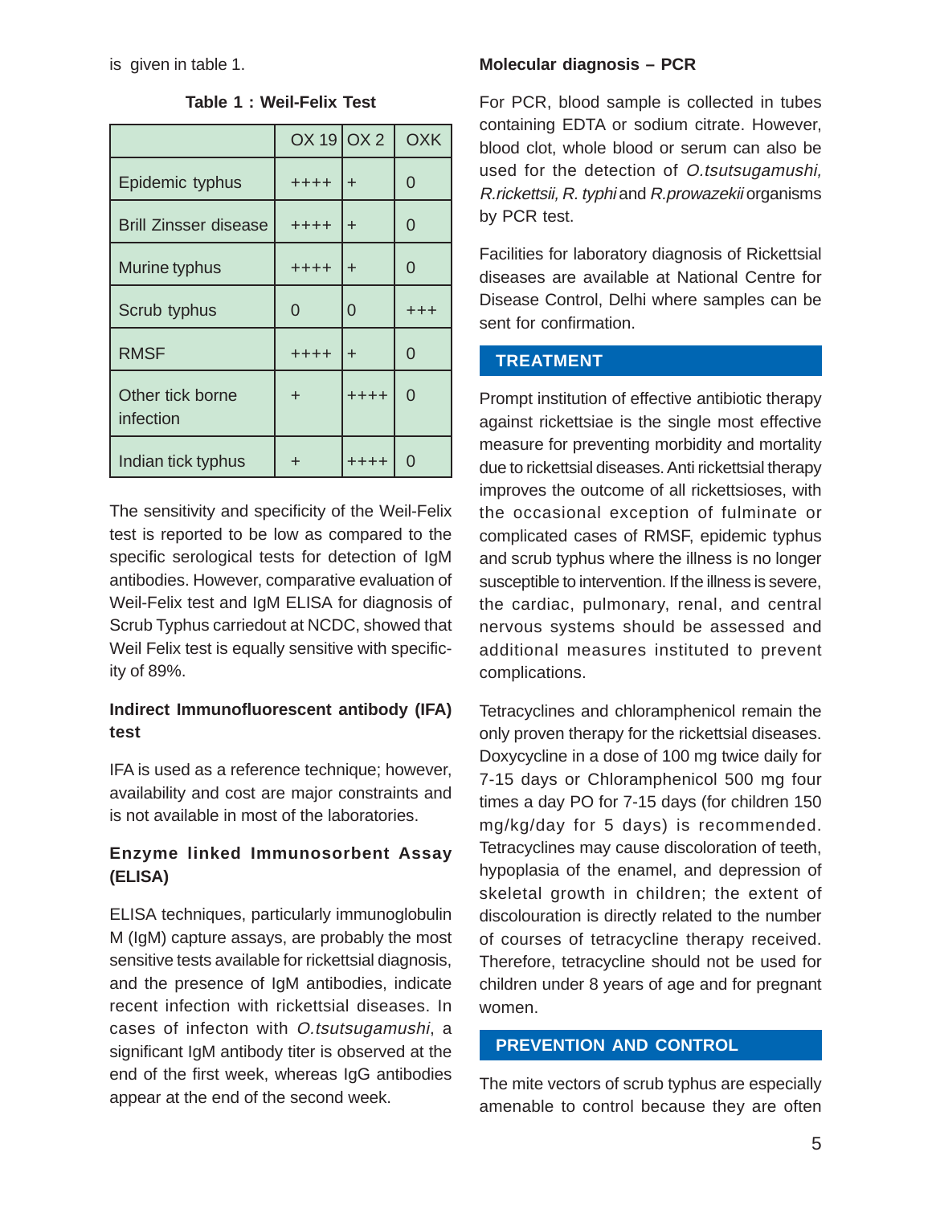is given in table 1.

**Table 1 : Weil-Felix Test**

| | OX 19 | OX 2 | OXK |
|---|---|---|---|
| Epidemic typhus | ++++ | + | 0 |
| Brill Zinsser disease | ++++ | + | 0 |
| Murine typhus | ++++ | + | 0 |
| Scrub typhus | 0 | 0 | +++ |
| RMSF | ++++ | + | 0 |
| Other tick borne infection | + | ++++ | 0 |
| Indian tick typhus | + | ++++ | 0 |

The sensitivity and specificity of the Weil-Felix test is reported to be low as compared to the specific serological tests for detection of IgM antibodies. However, comparative evaluation of Weil-Felix test and IgM ELISA for diagnosis of Scrub Typhus carriedout at NCDC, showed that Weil Felix test is equally sensitive with specificity of 89%.

### Indirect Immunofluorescent antibody (IFA) test

IFA is used as a reference technique; however, availability and cost are major constraints and is not available in most of the laboratories.

### Enzyme linked Immunosorbent Assay (ELISA)

ELISA techniques, particularly immunoglobulin M (IgM) capture assays, are probably the most sensitive tests available for rickettsial diagnosis, and the presence of IgM antibodies, indicate recent infection with rickettsial diseases. In cases of infecton with *O.tsutsugamushi*, a significant IgM antibody titer is observed at the end of the first week, whereas IgG antibodies appear at the end of the second week.

### Molecular diagnosis – PCR

For PCR, blood sample is collected in tubes containing EDTA or sodium citrate. However, blood clot, whole blood or serum can also be used for the detection of *O.tsutsugamushi, R.rickettsii, R. typhi* and *R.prowazekii* organisms by PCR test.

Facilities for laboratory diagnosis of Rickettsial diseases are available at National Centre for Disease Control, Delhi where samples can be sent for confirmation.

## TREATMENT

Prompt institution of effective antibiotic therapy against rickettsiae is the single most effective measure for preventing morbidity and mortality due to rickettsial diseases. Anti rickettsial therapy improves the outcome of all rickettsioses, with the occasional exception of fulminate or complicated cases of RMSF, epidemic typhus and scrub typhus where the illness is no longer susceptible to intervention. If the illness is severe, the cardiac, pulmonary, renal, and central nervous systems should be assessed and additional measures instituted to prevent complications.

Tetracyclines and chloramphenicol remain the only proven therapy for the rickettsial diseases. Doxycycline in a dose of 100 mg twice daily for 7-15 days or Chloramphenicol 500 mg four times a day PO for 7-15 days (for children 150 mg/kg/day for 5 days) is recommended. Tetracyclines may cause discoloration of teeth, hypoplasia of the enamel, and depression of skeletal growth in children; the extent of discolouration is directly related to the number of courses of tetracycline therapy received. Therefore, tetracycline should not be used for children under 8 years of age and for pregnant women.

## PREVENTION AND CONTROL

The mite vectors of scrub typhus are especially amenable to control because they are often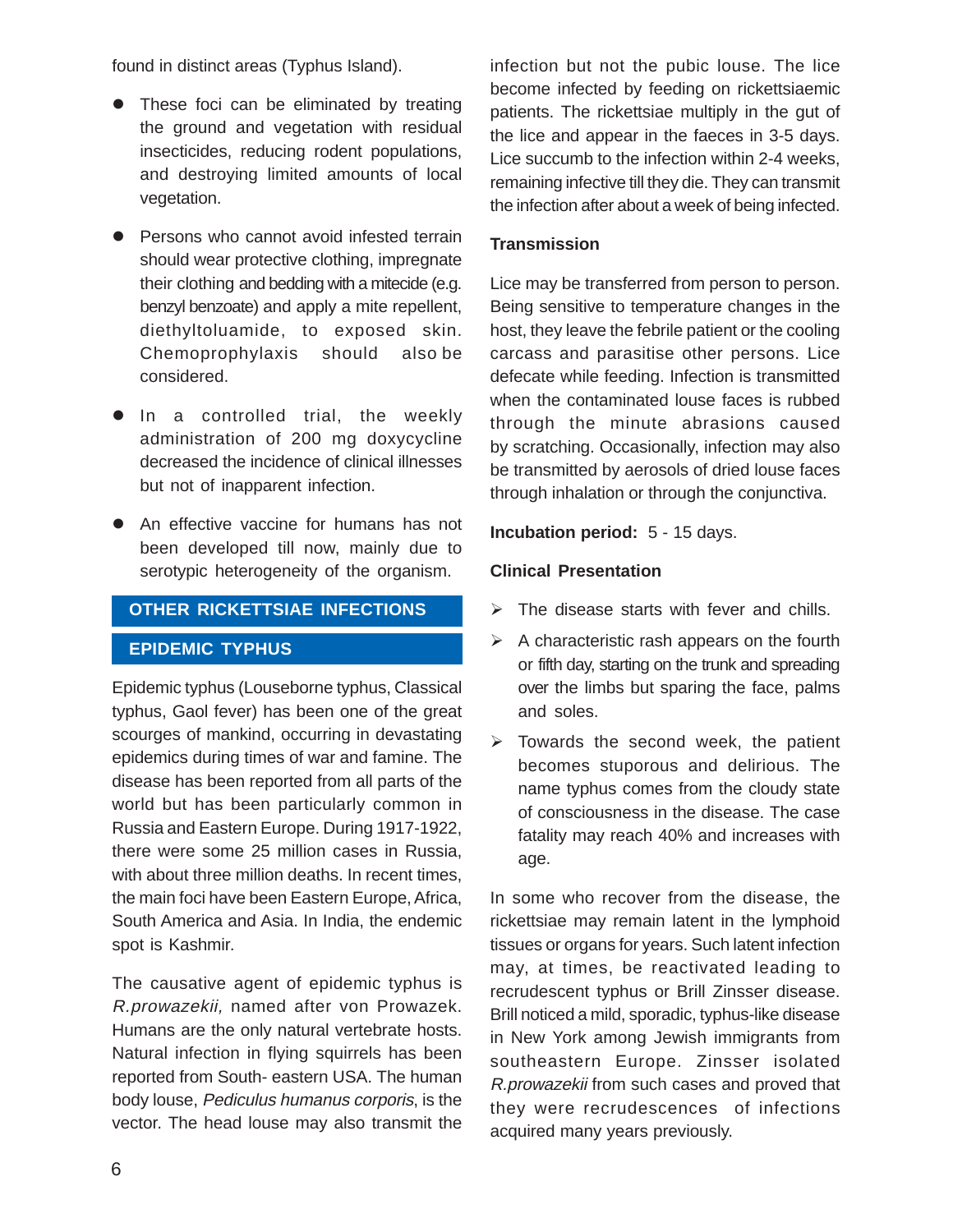found in distinct areas (Typhus Island).

- These foci can be eliminated by treating the ground and vegetation with residual insecticides, reducing rodent populations, and destroying limited amounts of local vegetation.
- Persons who cannot avoid infested terrain should wear protective clothing, impregnate their clothing and bedding with a mitecide (e.g. benzyl benzoate) and apply a mite repellent, diethyltoluamide, to exposed skin. Chemoprophylaxis should also be considered.
- In a controlled trial, the weekly administration of 200 mg doxycycline decreased the incidence of clinical illnesses but not of inapparent infection.
- An effective vaccine for humans has not been developed till now, mainly due to serotypic heterogeneity of the organism.

## OTHER RICKETTSIAE INFECTIONS

## EPIDEMIC TYPHUS

Epidemic typhus (Louseborne typhus, Classical typhus, Gaol fever) has been one of the great scourges of mankind, occurring in devastating epidemics during times of war and famine. The disease has been reported from all parts of the world but has been particularly common in Russia and Eastern Europe. During 1917-1922, there were some 25 million cases in Russia, with about three million deaths. In recent times, the main foci have been Eastern Europe, Africa, South America and Asia. In India, the endemic spot is Kashmir.

The causative agent of epidemic typhus is *R.prowazekii,* named after von Prowazek. Humans are the only natural vertebrate hosts. Natural infection in flying squirrels has been reported from South- eastern USA. The human body louse, *Pediculus humanus corporis*, is the vector. The head louse may also transmit the infection but not the pubic louse. The lice become infected by feeding on rickettsiaemic patients. The rickettsiae multiply in the gut of the lice and appear in the faeces in 3-5 days. Lice succumb to the infection within 2-4 weeks, remaining infective till they die. They can transmit the infection after about a week of being infected.

### Transmission

Lice may be transferred from person to person. Being sensitive to temperature changes in the host, they leave the febrile patient or the cooling carcass and parasitise other persons. Lice defecate while feeding. Infection is transmitted when the contaminated louse faces is rubbed through the minute abrasions caused by scratching. Occasionally, infection may also be transmitted by aerosols of dried louse faces through inhalation or through the conjunctiva.

**Incubation period:** 5 - 15 days.

### Clinical Presentation

- The disease starts with fever and chills.
- A characteristic rash appears on the fourth or fifth day, starting on the trunk and spreading over the limbs but sparing the face, palms and soles.
- Towards the second week, the patient becomes stuporous and delirious. The name typhus comes from the cloudy state of consciousness in the disease. The case fatality may reach 40% and increases with age.

In some who recover from the disease, the rickettsiae may remain latent in the lymphoid tissues or organs for years. Such latent infection may, at times, be reactivated leading to recrudescent typhus or Brill Zinsser disease. Brill noticed a mild, sporadic, typhus-like disease in New York among Jewish immigrants from southeastern Europe. Zinsser isolated *R.prowazekii* from such cases and proved that they were recrudescences of infections acquired many years previously.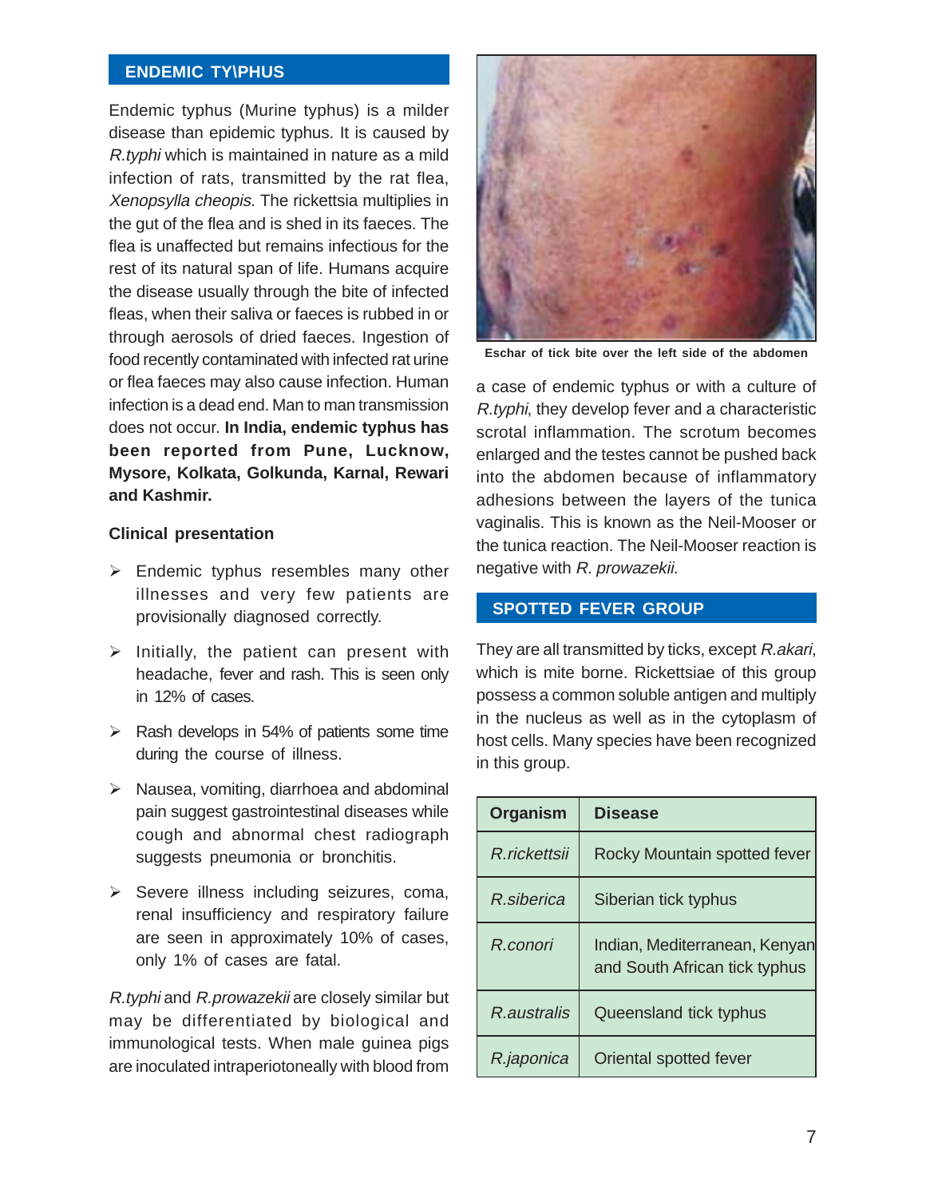## ENDEMIC TY\PHUS

Endemic typhus (Murine typhus) is a milder disease than epidemic typhus. It is caused by *R.typhi* which is maintained in nature as a mild infection of rats, transmitted by the rat flea, *Xenopsylla cheopis*. The rickettsia multiplies in the gut of the flea and is shed in its faeces. The flea is unaffected but remains infectious for the rest of its natural span of life. Humans acquire the disease usually through the bite of infected fleas, when their saliva or faeces is rubbed in or through aerosols of dried faeces. Ingestion of food recently contaminated with infected rat urine or flea faeces may also cause infection. Human infection is a dead end. Man to man transmission does not occur. **In India, endemic typhus has been reported from Pune, Lucknow, Mysore, Kolkata, Golkunda, Karnal, Rewari and Kashmir.**

### Clinical presentation

- Endemic typhus resembles many other illnesses and very few patients are provisionally diagnosed correctly.
- Initially, the patient can present with headache, fever and rash. This is seen only in 12% of cases.
- Rash develops in 54% of patients some time during the course of illness.
- Nausea, vomiting, diarrhoea and abdominal pain suggest gastrointestinal diseases while cough and abnormal chest radiograph suggests pneumonia or bronchitis.
- Severe illness including seizures, coma, renal insufficiency and respiratory failure are seen in approximately 10% of cases, only 1% of cases are fatal.

*R.typhi* and *R.prowazekii* are closely similar but may be differentiated by biological and immunological tests. When male guinea pigs are inoculated intraperiotoneally with blood from a case of endemic typhus or with a culture of *R.typhi*, they develop fever and a characteristic scrotal inflammation. The scrotum becomes enlarged and the testes cannot be pushed back into the abdomen because of inflammatory adhesions between the layers of the tunica vaginalis. This is known as the Neil-Mooser or the tunica reaction. The Neil-Mooser reaction is negative with *R. prowazekii.*

Eschar of tick bite over the left side of the abdomen

## SPOTTED FEVER GROUP

They are all transmitted by ticks, except *R.akari*, which is mite borne. Rickettsiae of this group possess a common soluble antigen and multiply in the nucleus as well as in the cytoplasm of host cells. Many species have been recognized in this group.

| Organism | Disease |
|---|---|
| *R.rickettsii* | Rocky Mountain spotted fever |
| *R.siberica* | Siberian tick typhus |
| *R.conori* | Indian, Mediterranean, Kenyan and South African tick typhus |
| *R.australis* | Queensland tick typhus |
| *R.japonica* | Oriental spotted fever |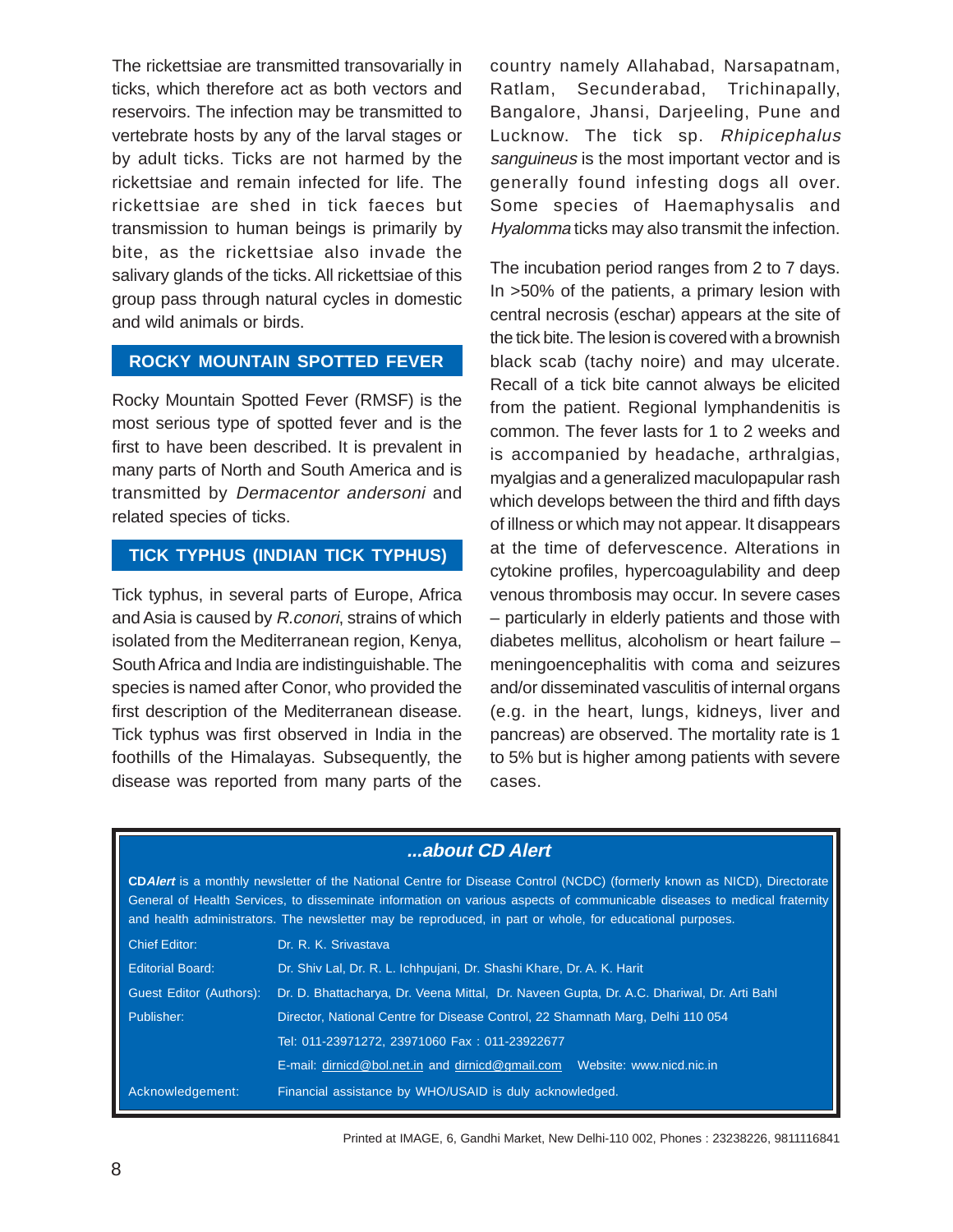The rickettsiae are transmitted transovarially in ticks, which therefore act as both vectors and reservoirs. The infection may be transmitted to vertebrate hosts by any of the larval stages or by adult ticks. Ticks are not harmed by the rickettsiae and remain infected for life. The rickettsiae are shed in tick faeces but transmission to human beings is primarily by bite, as the rickettsiae also invade the salivary glands of the ticks. All rickettsiae of this group pass through natural cycles in domestic and wild animals or birds.

## ROCKY MOUNTAIN SPOTTED FEVER

Rocky Mountain Spotted Fever (RMSF) is the most serious type of spotted fever and is the first to have been described. It is prevalent in many parts of North and South America and is transmitted by *Dermacentor andersoni* and related species of ticks.

## TICK TYPHUS (INDIAN TICK TYPHUS)

Tick typhus, in several parts of Europe, Africa and Asia is caused by *R.conori*, strains of which isolated from the Mediterranean region, Kenya, South Africa and India are indistinguishable. The species is named after Conor, who provided the first description of the Mediterranean disease. Tick typhus was first observed in India in the foothills of the Himalayas. Subsequently, the disease was reported from many parts of the country namely Allahabad, Narsapatnam, Ratlam, Secunderabad, Trichinapally, Bangalore, Jhansi, Darjeeling, Pune and Lucknow. The tick sp. *Rhipicephalus sanguineus* is the most important vector and is generally found infesting dogs all over. Some species of Haemaphysalis and *Hyalomma* ticks may also transmit the infection.

The incubation period ranges from 2 to 7 days. In >50% of the patients, a primary lesion with central necrosis (eschar) appears at the site of the tick bite. The lesion is covered with a brownish black scab (tachy noire) and may ulcerate. Recall of a tick bite cannot always be elicited from the patient. Regional lymphandenitis is common. The fever lasts for 1 to 2 weeks and is accompanied by headache, arthralgias, myalgias and a generalized maculopapular rash which develops between the third and fifth days of illness or which may not appear. It disappears at the time of defervescence. Alterations in cytokine profiles, hypercoagulability and deep venous thrombosis may occur. In severe cases – particularly in elderly patients and those with diabetes mellitus, alcoholism or heart failure – meningoencephalitis with coma and seizures and/or disseminated vasculitis of internal organs (e.g. in the heart, lungs, kidneys, liver and pancreas) are observed. The mortality rate is 1 to 5% but is higher among patients with severe cases.

### *...about CD Alert*

**CD*Alert*** is a monthly newsletter of the National Centre for Disease Control (NCDC) (formerly known as NICD), Directorate General of Health Services, to disseminate information on various aspects of communicable diseases to medical fraternity and health administrators. The newsletter may be reproduced, in part or whole, for educational purposes.

| | |
|---|---|
| Chief Editor: | Dr. R. K. Srivastava |
| Editorial Board: | Dr. Shiv Lal, Dr. R. L. Ichhpujani, Dr. Shashi Khare, Dr. A. K. Harit |
| Guest Editor (Authors): | Dr. D. Bhattacharya, Dr. Veena Mittal, Dr. Naveen Gupta, Dr. A.C. Dhariwal, Dr. Arti Bahl |
| Publisher: | Director, National Centre for Disease Control, 22 Shamnath Marg, Delhi 110 054 |
| | Tel: 011-23971272, 23971060 Fax : 011-23922677 |
| | E-mail: dirnicd@bol.net.in and dirnicd@gmail.com Website: www.nicd.nic.in |
| Acknowledgement: | Financial assistance by WHO/USAID is duly acknowledged. |

Printed at IMAGE, 6, Gandhi Market, New Delhi-110 002, Phones : 23238226, 9811116841